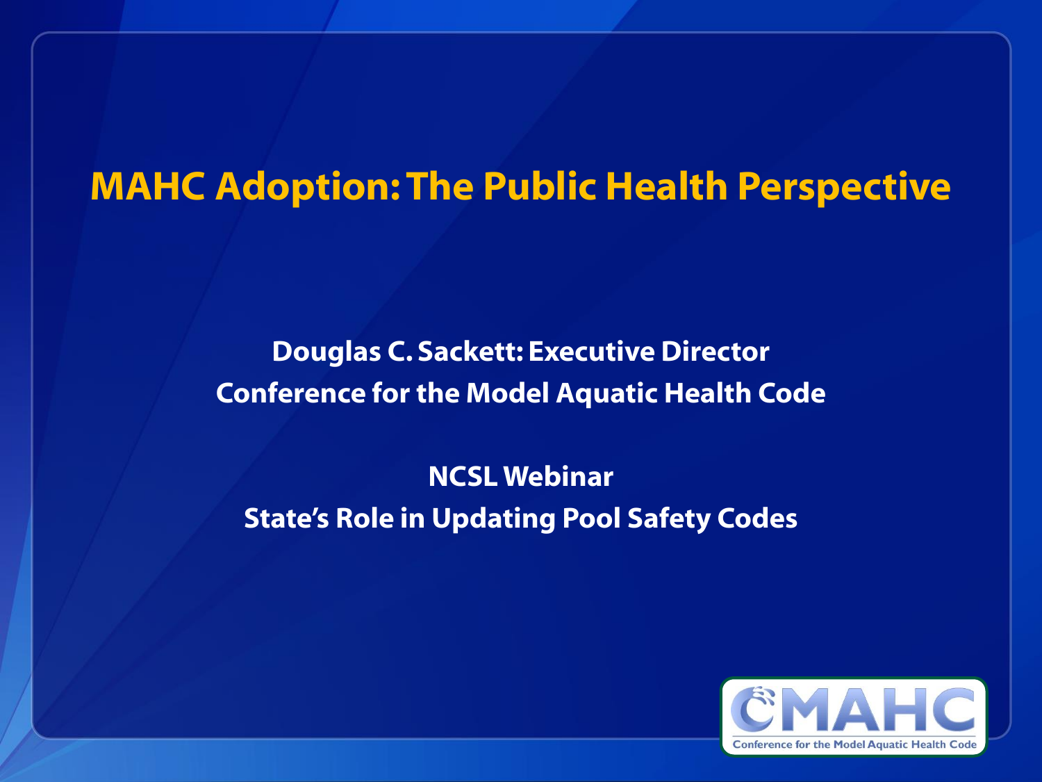# MAHC Adoption: The Public Health Perspective

**Douglas C. Sackett: Executive Director**
**Conference for the Model Aquatic Health Code**

**NCSL Webinar**
**State's Role in Updating Pool Safety Codes**

CMAHC
Conference for the Model Aquatic Health Code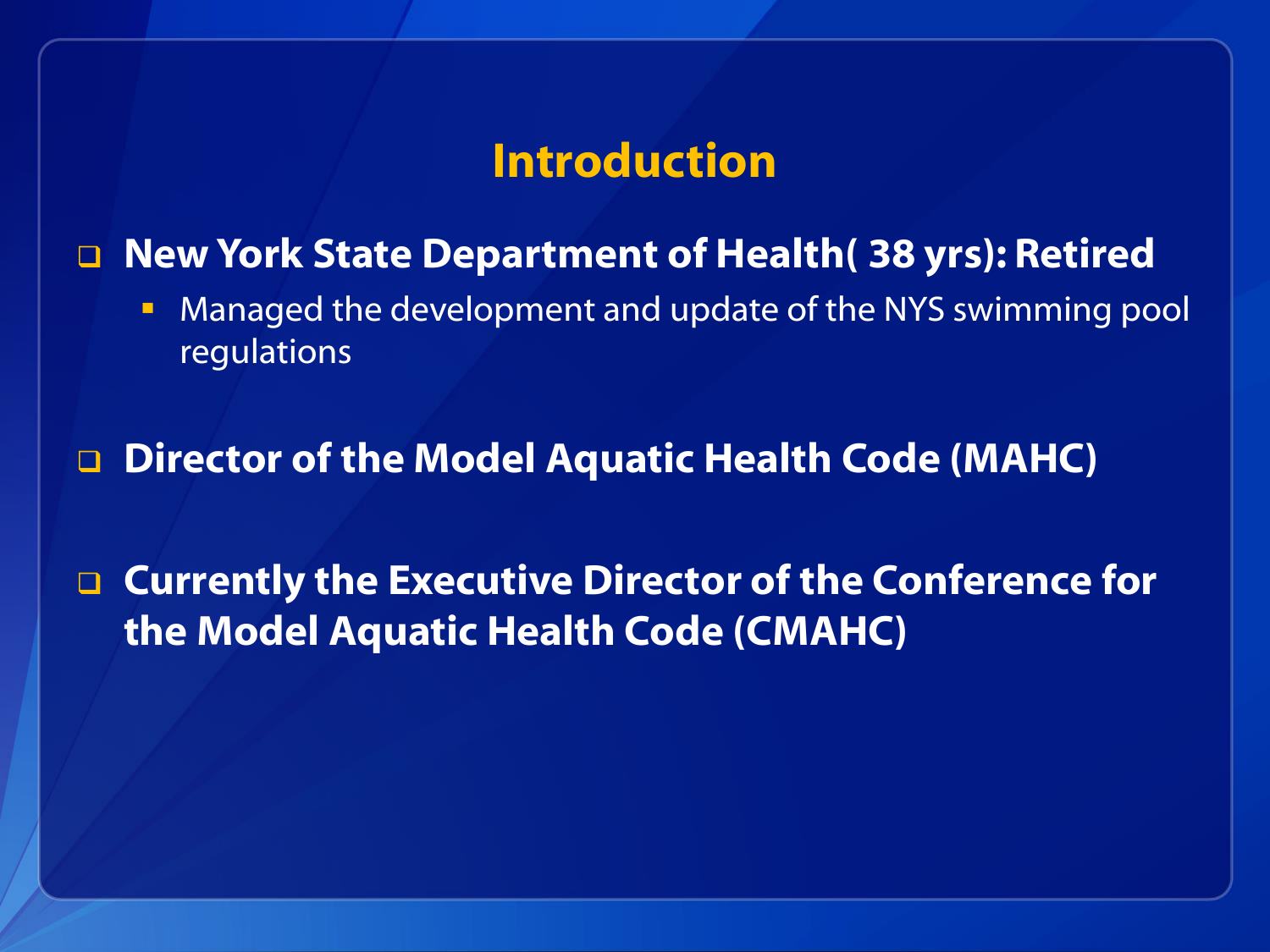# Introduction

- **New York State Department of Health( 38 yrs): Retired**
  - Managed the development and update of the NYS swimming pool regulations

- **Director of the Model Aquatic Health Code (MAHC)**

- **Currently the Executive Director of the Conference for the Model Aquatic Health Code (CMAHC)**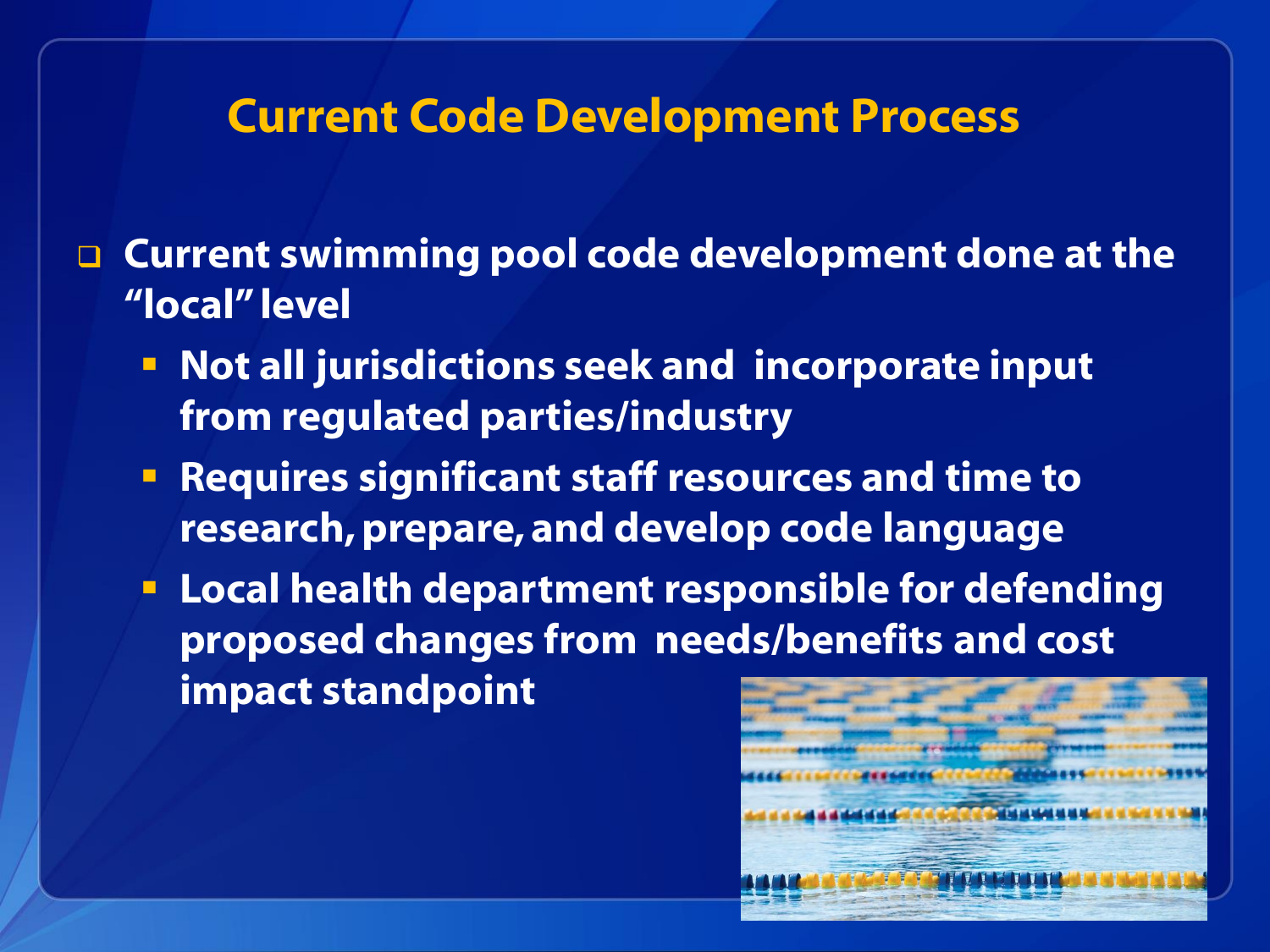# Current Code Development Process

- Current swimming pool code development done at the "local" level
  - Not all jurisdictions seek and incorporate input from regulated parties/industry
  - Requires significant staff resources and time to research, prepare, and develop code language
  - Local health department responsible for defending proposed changes from needs/benefits and cost impact standpoint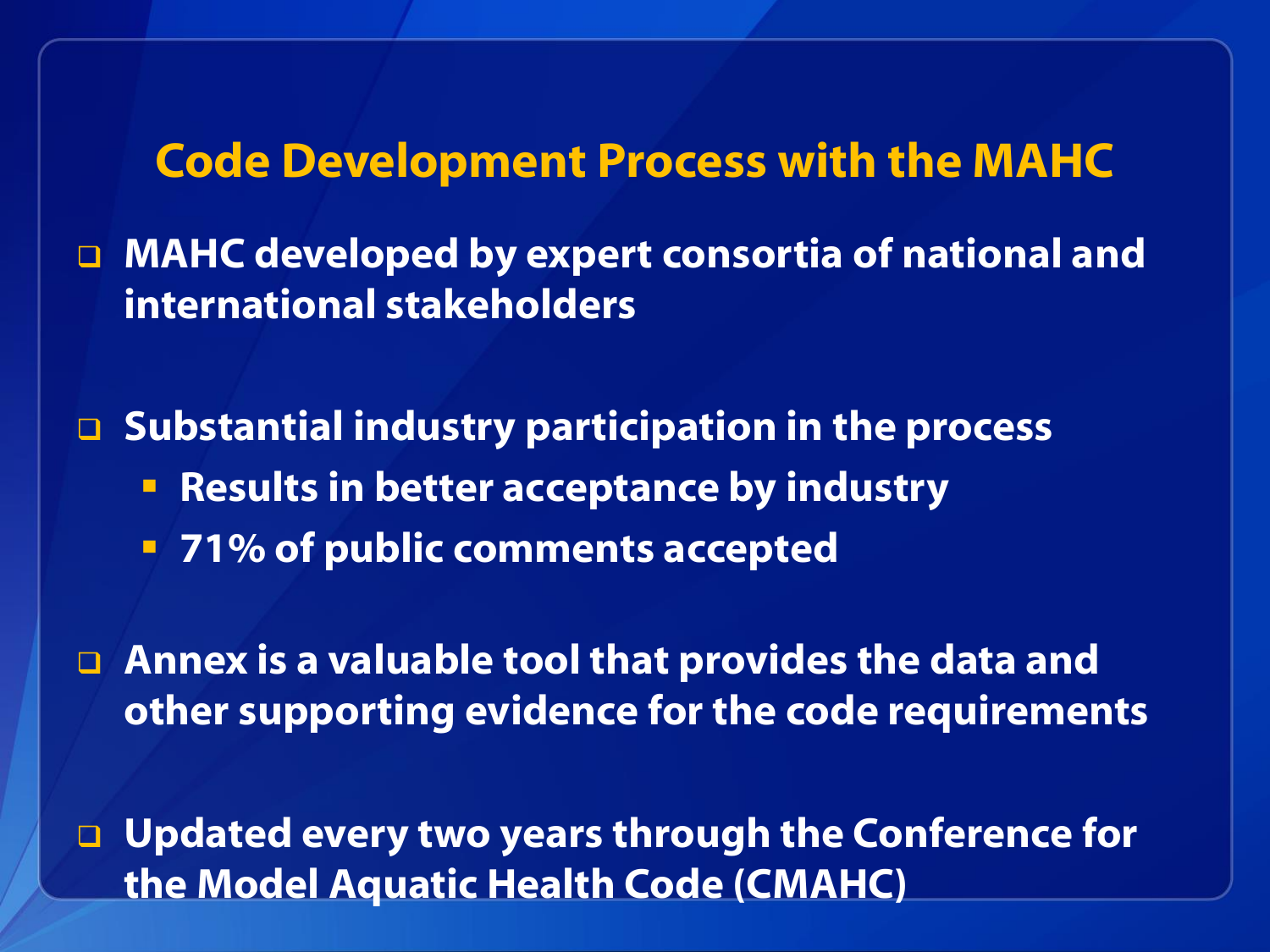# Code Development Process with the MAHC

- MAHC developed by expert consortia of national and international stakeholders

- Substantial industry participation in the process
  - Results in better acceptance by industry
  - 71% of public comments accepted

- Annex is a valuable tool that provides the data and other supporting evidence for the code requirements

- Updated every two years through the Conference for the Model Aquatic Health Code (CMAHC)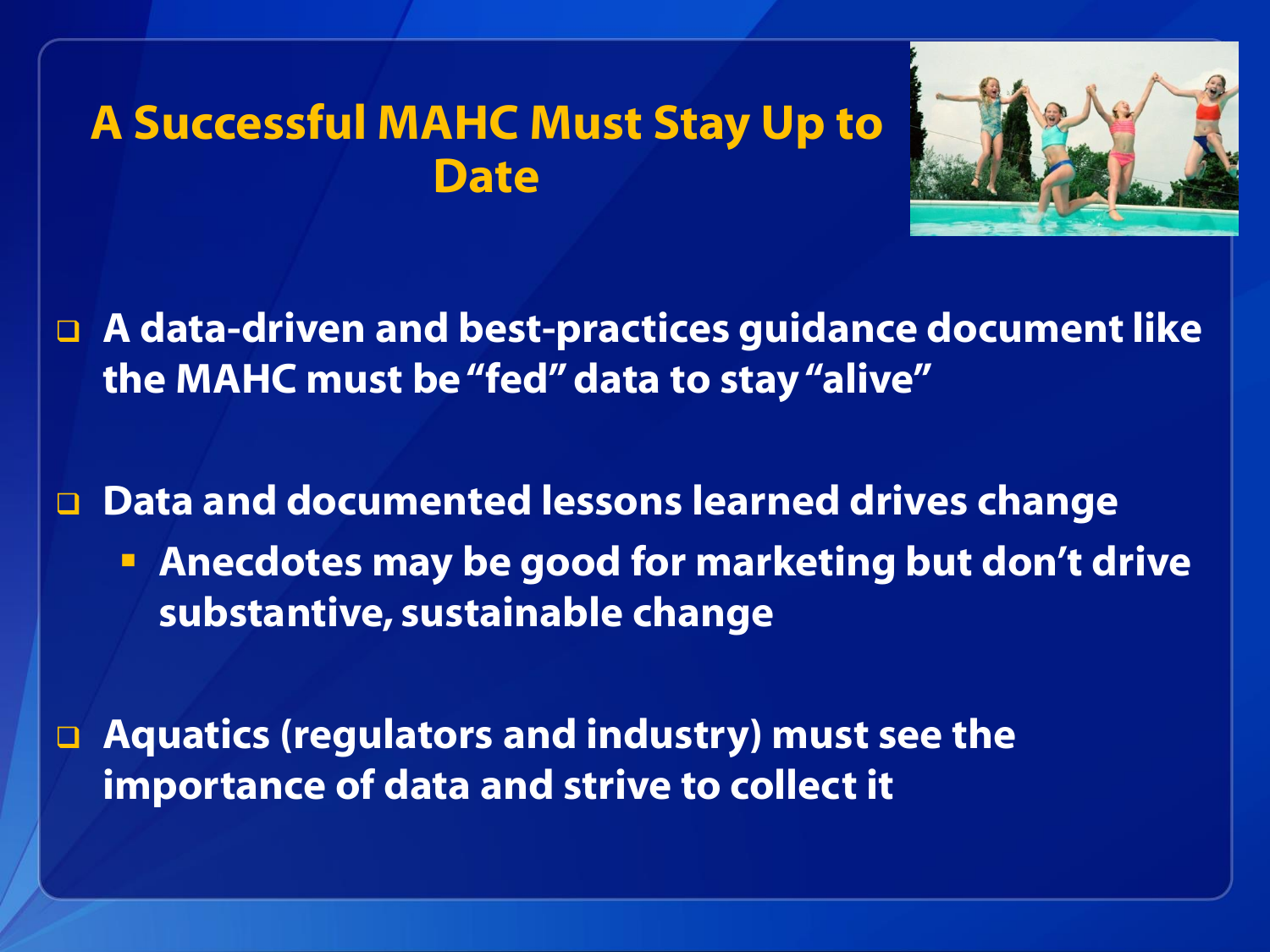# A Successful MAHC Must Stay Up to Date

- A data-driven and best-practices guidance document like the MAHC must be "fed" data to stay "alive"

- Data and documented lessons learned drives change
  - Anecdotes may be good for marketing but don't drive substantive, sustainable change

- Aquatics (regulators and industry) must see the importance of data and strive to collect it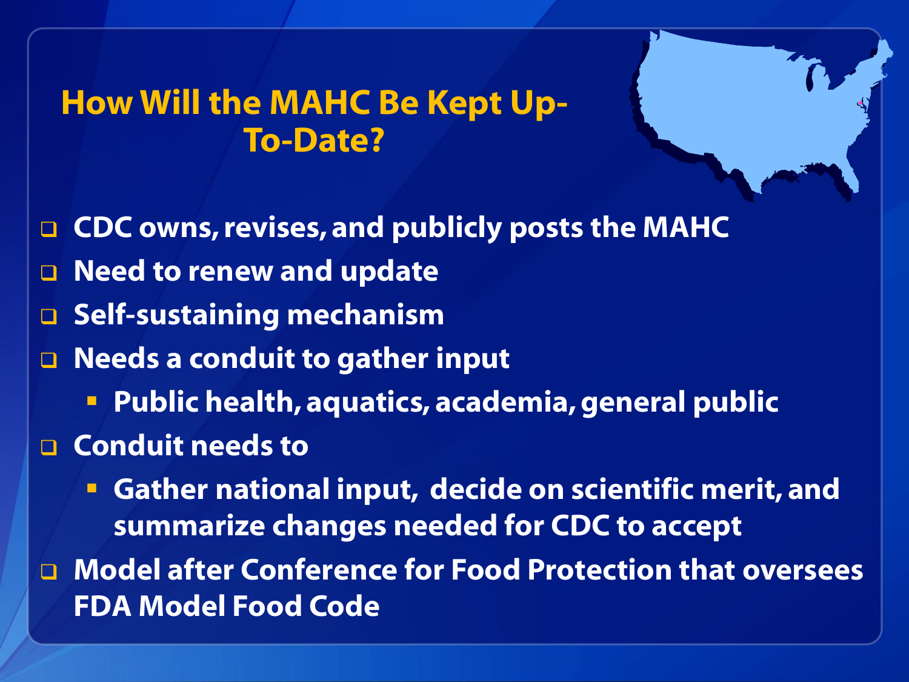## How Will the MAHC Be Kept Up-To-Date?

- CDC owns, revises, and publicly posts the MAHC
- Need to renew and update
- Self-sustaining mechanism
- Needs a conduit to gather input
  - Public health, aquatics, academia, general public
- Conduit needs to
  - Gather national input, decide on scientific merit, and summarize changes needed for CDC to accept
- Model after Conference for Food Protection that oversees FDA Model Food Code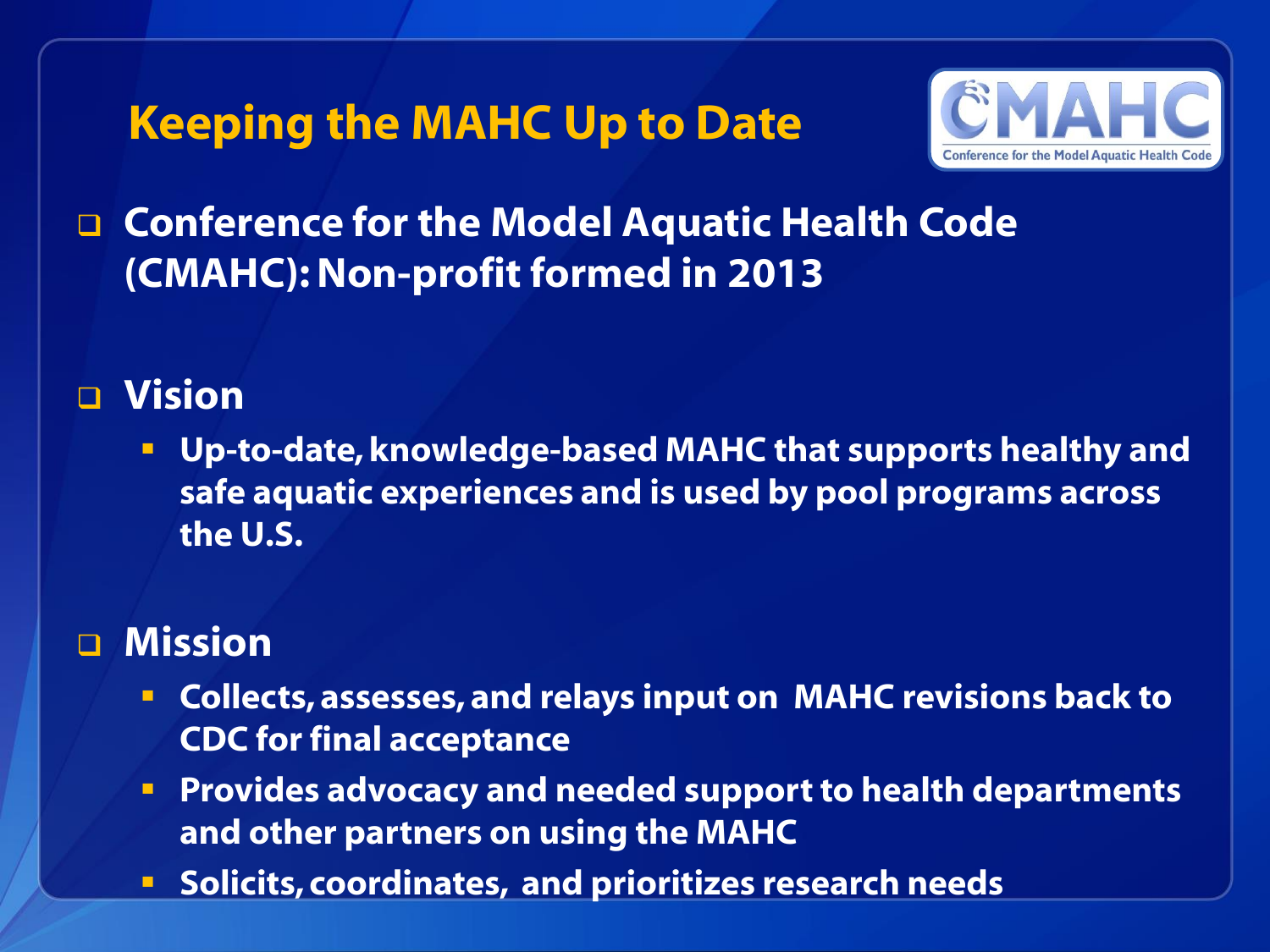# Keeping the MAHC Up to Date

CMAHC
Conference for the Model Aquatic Health Code

- **Conference for the Model Aquatic Health Code (CMAHC): Non-profit formed in 2013**

- **Vision**
  - **Up-to-date, knowledge-based MAHC that supports healthy and safe aquatic experiences and is used by pool programs across the U.S.**

- **Mission**
  - **Collects, assesses, and relays input on MAHC revisions back to CDC for final acceptance**
  - **Provides advocacy and needed support to health departments and other partners on using the MAHC**
  - **Solicits, coordinates, and prioritizes research needs**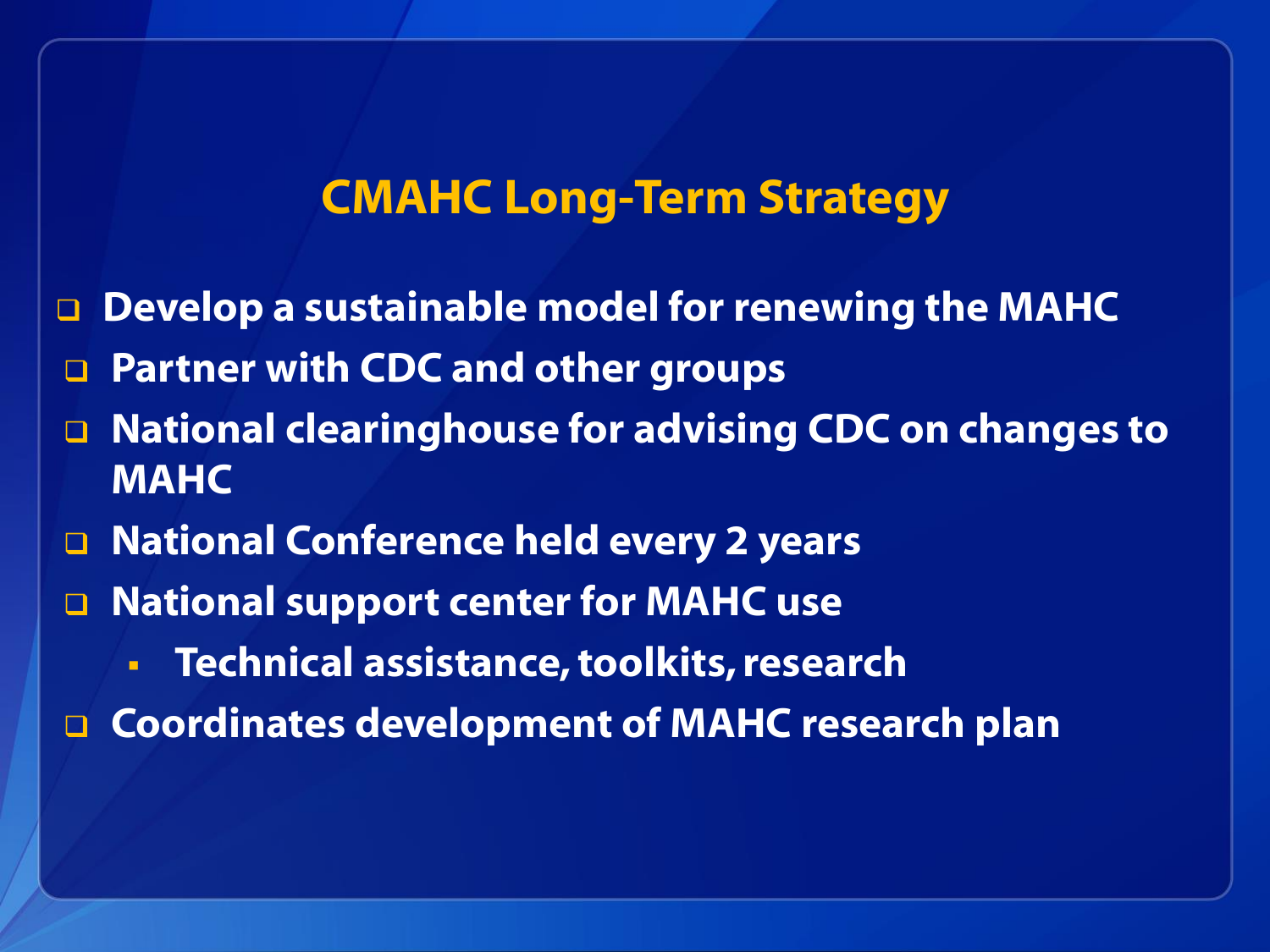# CMAHC Long-Term Strategy

- Develop a sustainable model for renewing the MAHC
- Partner with CDC and other groups
- National clearinghouse for advising CDC on changes to MAHC
- National Conference held every 2 years
- National support center for MAHC use
  - Technical assistance, toolkits, research
- Coordinates development of MAHC research plan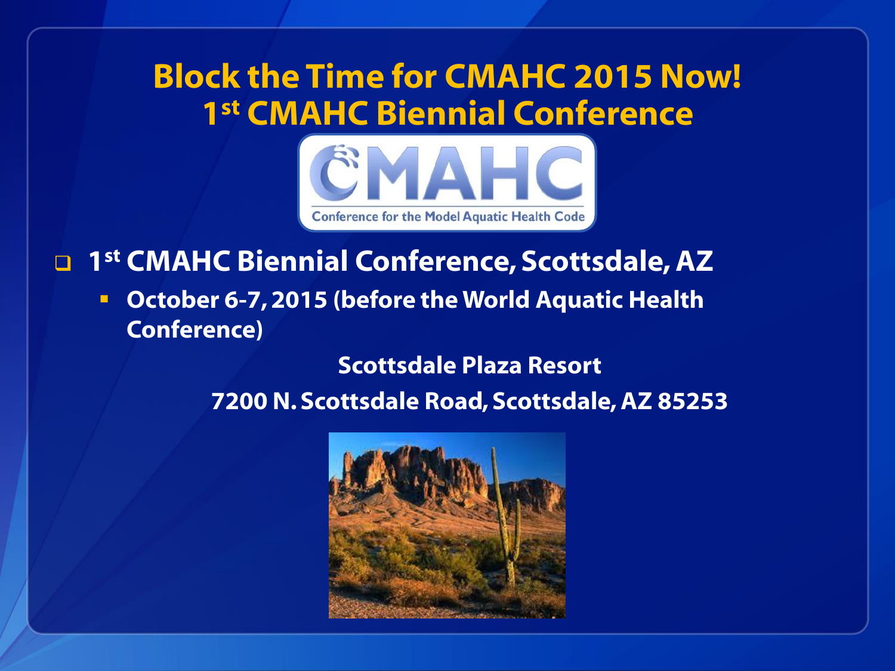# Block the Time for CMAHC 2015 Now!
# 1st CMAHC Biennial Conference

CMAHC
Conference for the Model Aquatic Health Code

- **1st CMAHC Biennial Conference, Scottsdale, AZ**
  - **October 6-7, 2015 (before the World Aquatic Health Conference)**

**Scottsdale Plaza Resort**

**7200 N. Scottsdale Road, Scottsdale, AZ 85253**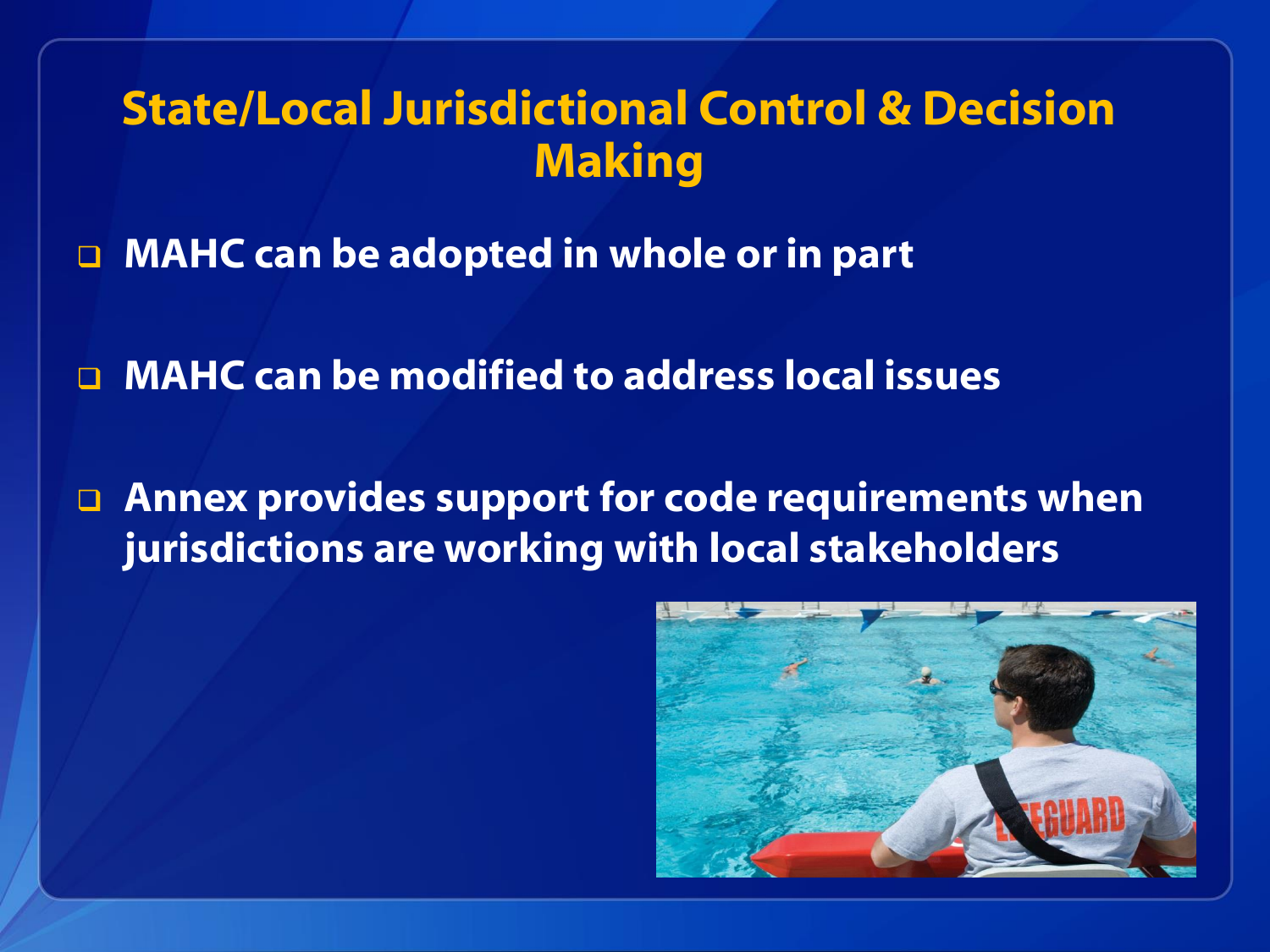# State/Local Jurisdictional Control & Decision Making

- **MAHC can be adopted in whole or in part**
- **MAHC can be modified to address local issues**
- **Annex provides support for code requirements when jurisdictions are working with local stakeholders**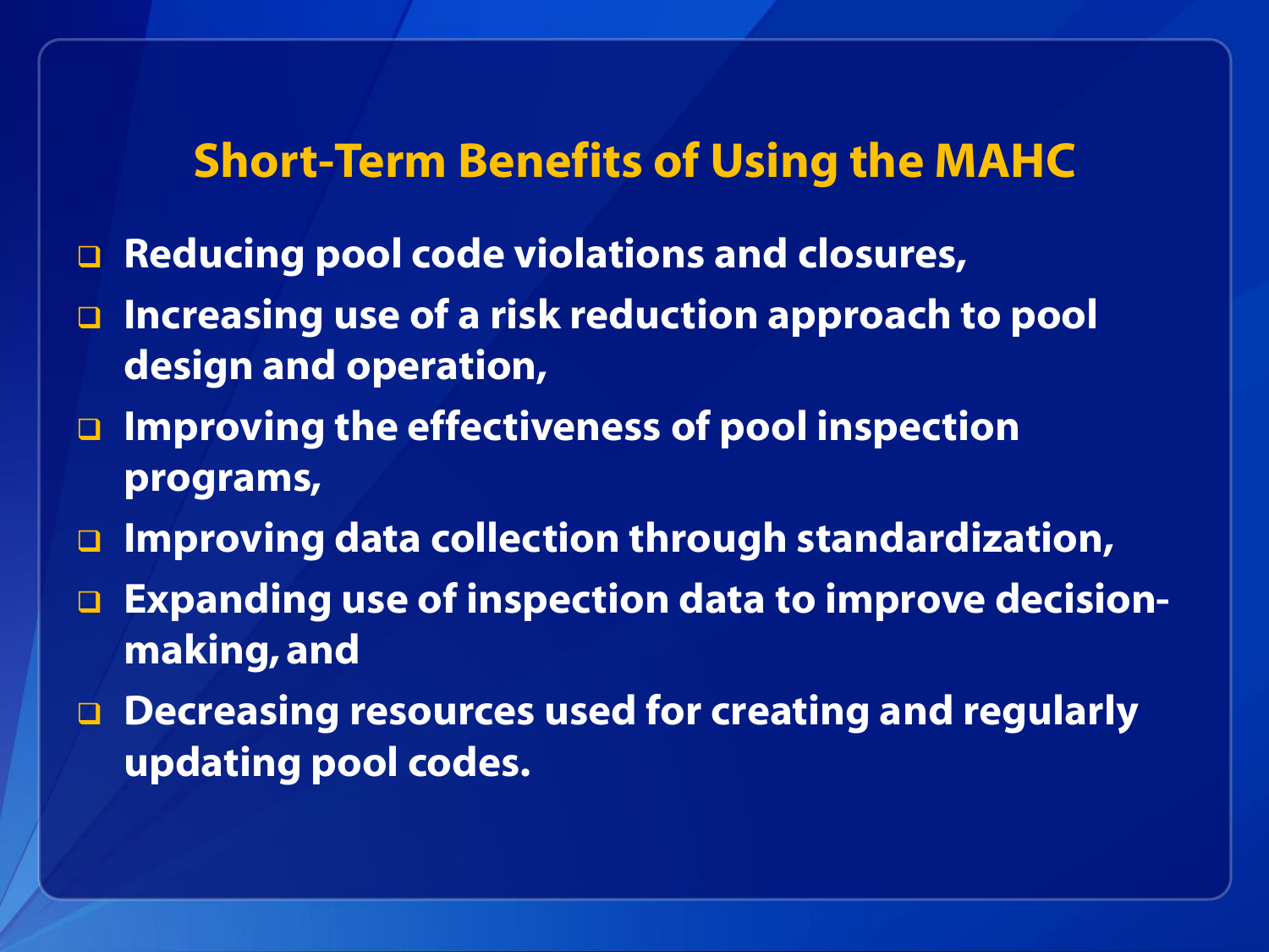## Short-Term Benefits of Using the MAHC

- Reducing pool code violations and closures,
- Increasing use of a risk reduction approach to pool design and operation,
- Improving the effectiveness of pool inspection programs,
- Improving data collection through standardization,
- Expanding use of inspection data to improve decision-making, and
- Decreasing resources used for creating and regularly updating pool codes.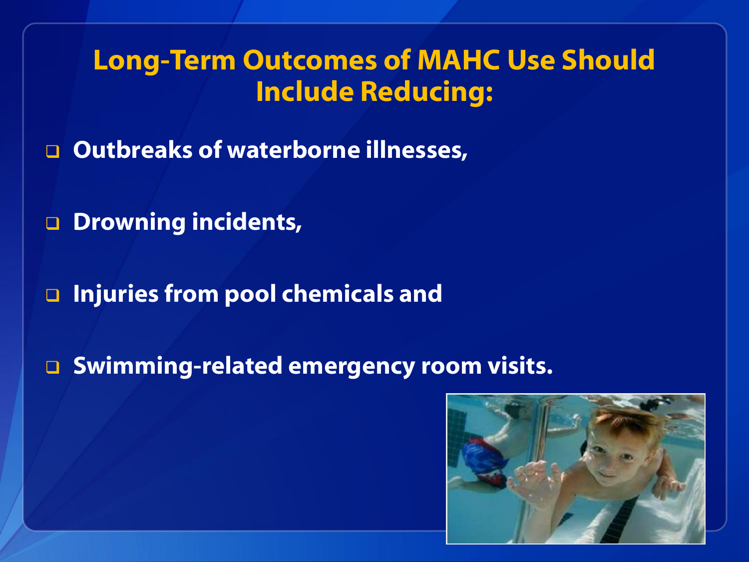# Long-Term Outcomes of MAHC Use Should Include Reducing:

- **Outbreaks of waterborne illnesses,**
- **Drowning incidents,**
- **Injuries from pool chemicals and**
- **Swimming-related emergency room visits.**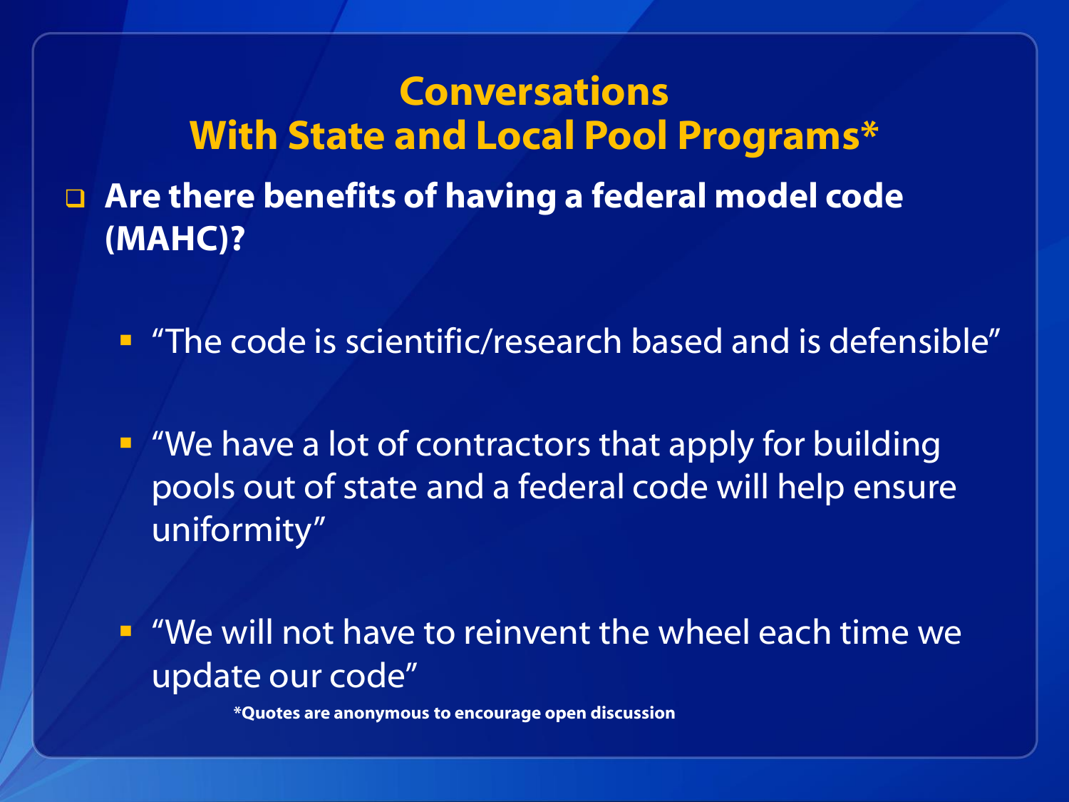# Conversations With State and Local Pool Programs*

- **Are there benefits of having a federal model code (MAHC)?**
  - "The code is scientific/research based and is defensible"
  - "We have a lot of contractors that apply for building pools out of state and a federal code will help ensure uniformity"
  - "We will not have to reinvent the wheel each time we update our code"

**\*Quotes are anonymous to encourage open discussion**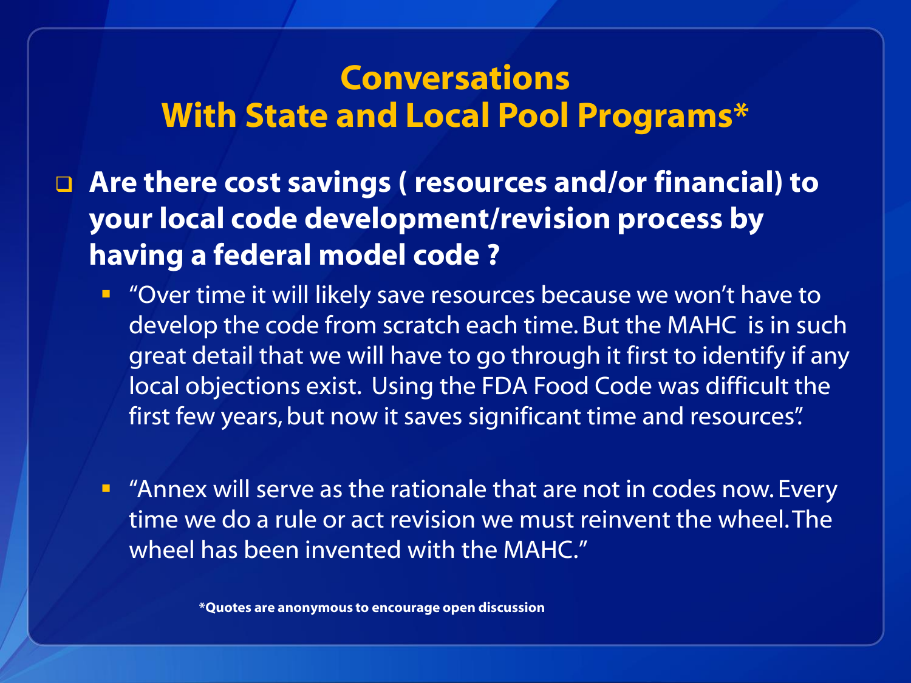# Conversations With State and Local Pool Programs*

- **Are there cost savings ( resources and/or financial) to your local code development/revision process by having a federal model code ?**
  - "Over time it will likely save resources because we won't have to develop the code from scratch each time. But the MAHC is in such great detail that we will have to go through it first to identify if any local objections exist. Using the FDA Food Code was difficult the first few years, but now it saves significant time and resources".
  - "Annex will serve as the rationale that are not in codes now. Every time we do a rule or act revision we must reinvent the wheel. The wheel has been invented with the MAHC."

**\*Quotes are anonymous to encourage open discussion**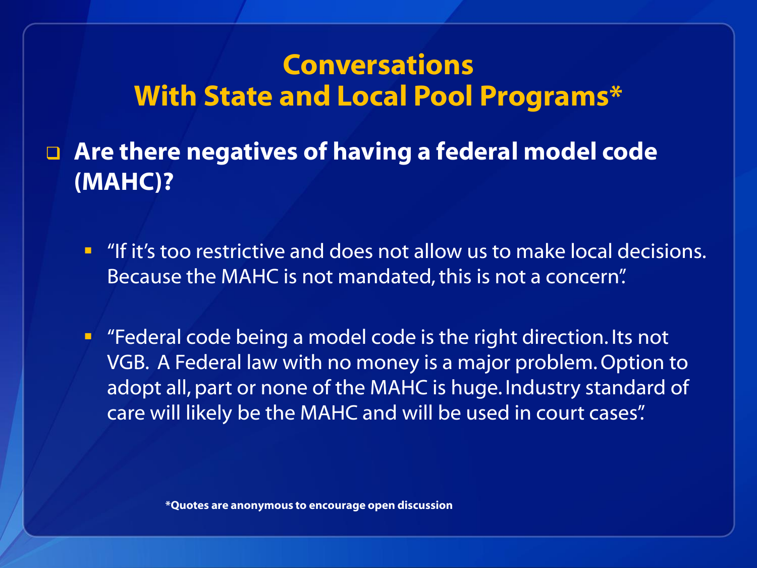# Conversations With State and Local Pool Programs*

- **Are there negatives of having a federal model code (MAHC)?**

  - "If it's too restrictive and does not allow us to make local decisions. Because the MAHC is not mandated, this is not a concern".

  - "Federal code being a model code is the right direction. Its not VGB. A Federal law with no money is a major problem. Option to adopt all, part or none of the MAHC is huge. Industry standard of care will likely be the MAHC and will be used in court cases".

**\*Quotes are anonymous to encourage open discussion**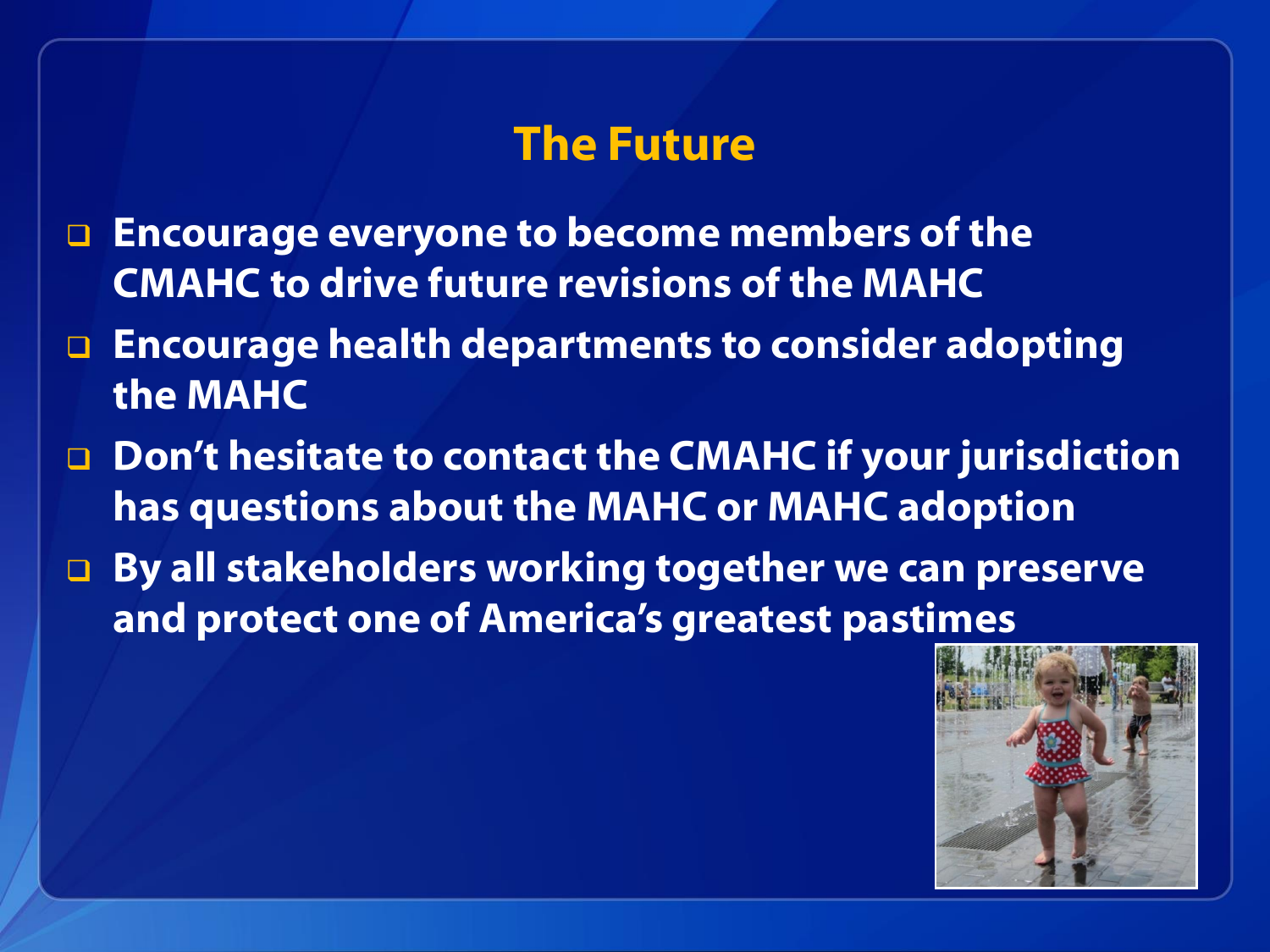# The Future

- Encourage everyone to become members of the CMAHC to drive future revisions of the MAHC
- Encourage health departments to consider adopting the MAHC
- Don't hesitate to contact the CMAHC if your jurisdiction has questions about the MAHC or MAHC adoption
- By all stakeholders working together we can preserve and protect one of America's greatest pastimes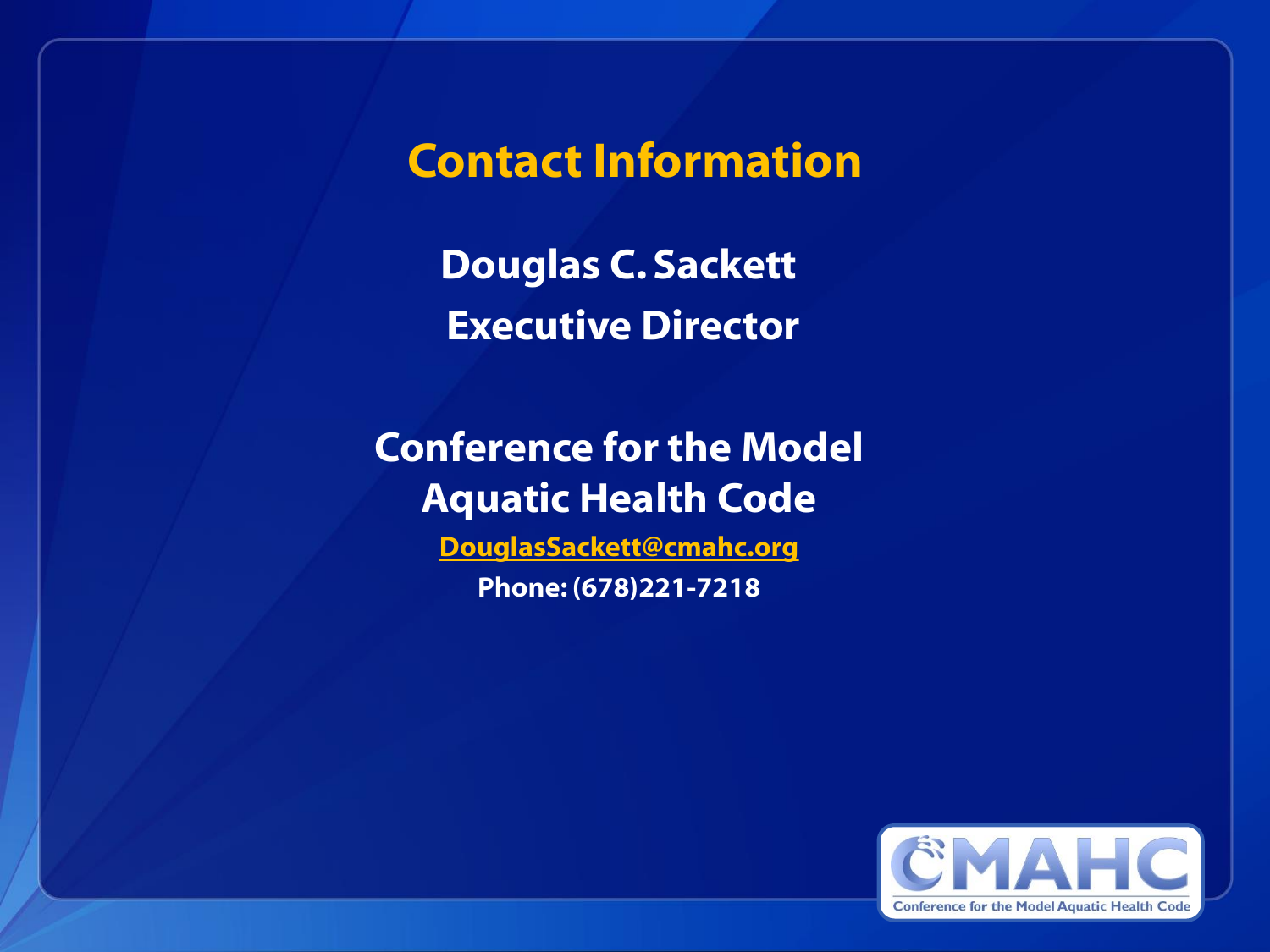# Contact Information

**Douglas C. Sackett**

**Executive Director**

**Conference for the Model Aquatic Health Code**

**DouglasSackett@cmahc.org**

**Phone: (678)221-7218**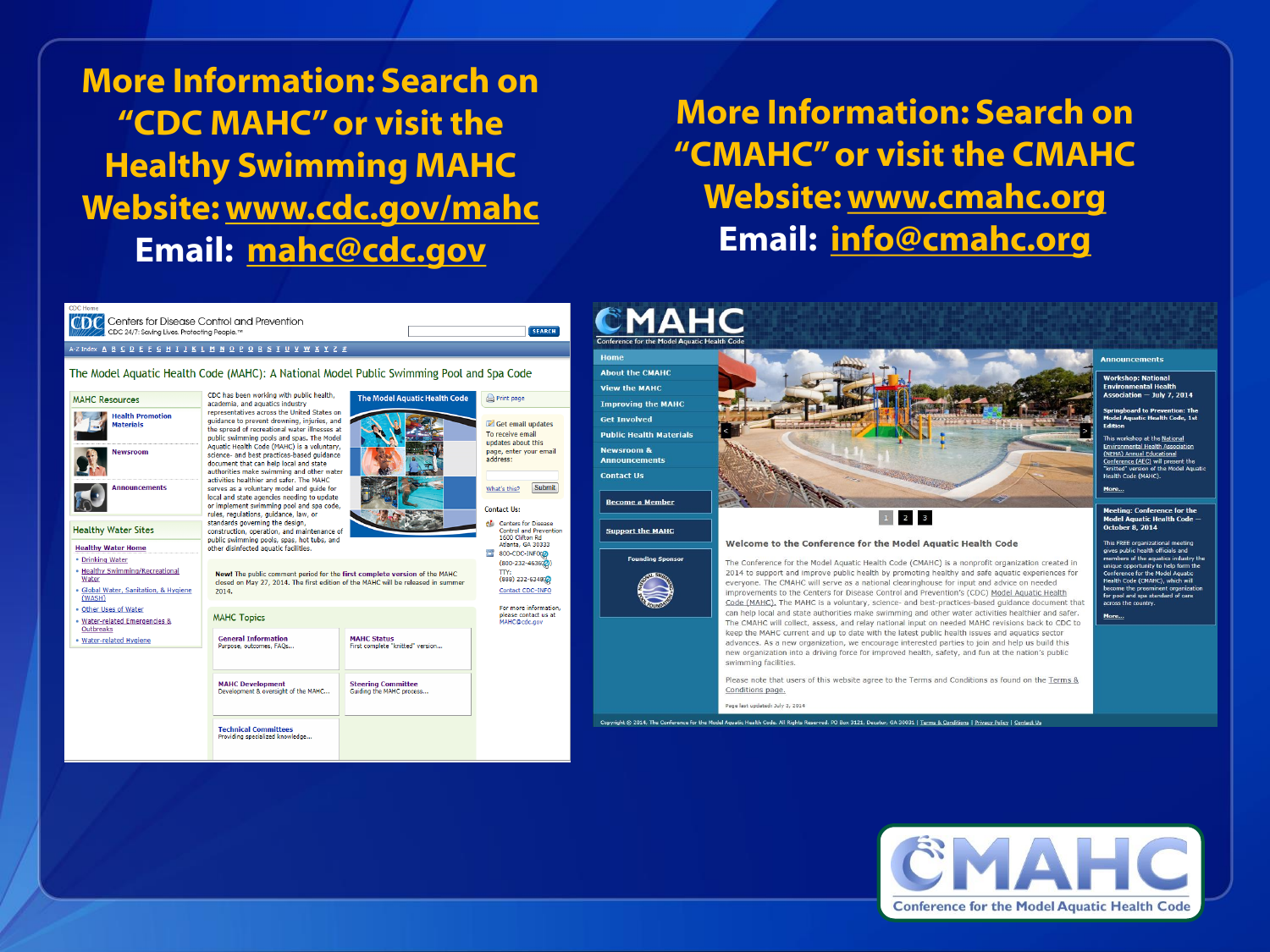More Information: Search on "CDC MAHC" or visit the Healthy Swimming MAHC Website: www.cdc.gov/mahc

Email: mahc@cdc.gov

More Information: Search on "CMAHC" or visit the CMAHC Website: www.cmahc.org

Email: info@cmahc.org

CMAHC

Conference for the Model Aquatic Health Code